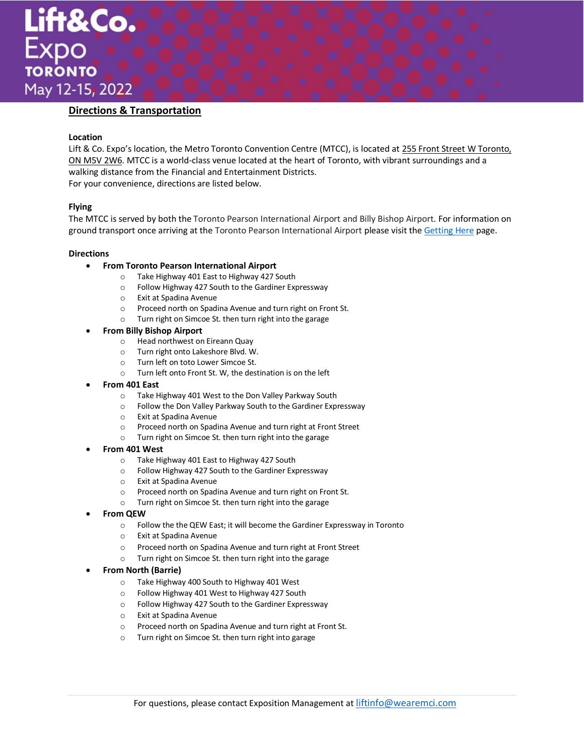# Lift&Co. Expo TORONTO May 12-15, 2022

## Directions & Transportation

**Location**

Lift & Co. Expo's location, the Metro Toronto Convention Centre (MTCC), is located at 255 Front Street W Toronto, ON M5V 2W6. MTCC is a world-class venue located at the heart of Toronto, with vibrant surroundings and a walking distance from the Financial and Entertainment Districts.
For your convenience, directions are listed below.

**Flying**

The MTCC is served by both the Toronto Pearson International Airport and Billy Bishop Airport. For information on ground transport once arriving at the Toronto Pearson International Airport please visit the [Getting Here](#) page.

**Directions**

- **From Toronto Pearson International Airport**
  - Take Highway 401 East to Highway 427 South
  - Follow Highway 427 South to the Gardiner Expressway
  - Exit at Spadina Avenue
  - Proceed north on Spadina Avenue and turn right on Front St.
  - Turn right on Simcoe St. then turn right into the garage
- **From Billy Bishop Airport**
  - Head northwest on Eireann Quay
  - Turn right onto Lakeshore Blvd. W.
  - Turn left on toto Lower Simcoe St.
  - Turn left onto Front St. W, the destination is on the left
- **From 401 East**
  - Take Highway 401 West to the Don Valley Parkway South
  - Follow the Don Valley Parkway South to the Gardiner Expressway
  - Exit at Spadina Avenue
  - Proceed north on Spadina Avenue and turn right at Front Street
  - Turn right on Simcoe St. then turn right into the garage
- **From 401 West**
  - Take Highway 401 East to Highway 427 South
  - Follow Highway 427 South to the Gardiner Expressway
  - Exit at Spadina Avenue
  - Proceed north on Spadina Avenue and turn right on Front St.
  - Turn right on Simcoe St. then turn right into the garage
- **From QEW**
  - Follow the the QEW East; it will become the Gardiner Expressway in Toronto
  - Exit at Spadina Avenue
  - Proceed north on Spadina Avenue and turn right at Front Street
  - Turn right on Simcoe St. then turn right into the garage
- **From North (Barrie)**
  - Take Highway 400 South to Highway 401 West
  - Follow Highway 401 West to Highway 427 South
  - Follow Highway 427 South to the Gardiner Expressway
  - Exit at Spadina Avenue
  - Proceed north on Spadina Avenue and turn right at Front St.
  - Turn right on Simcoe St. then turn right into garage

For questions, please contact Exposition Management at liftinfo@wearemci.com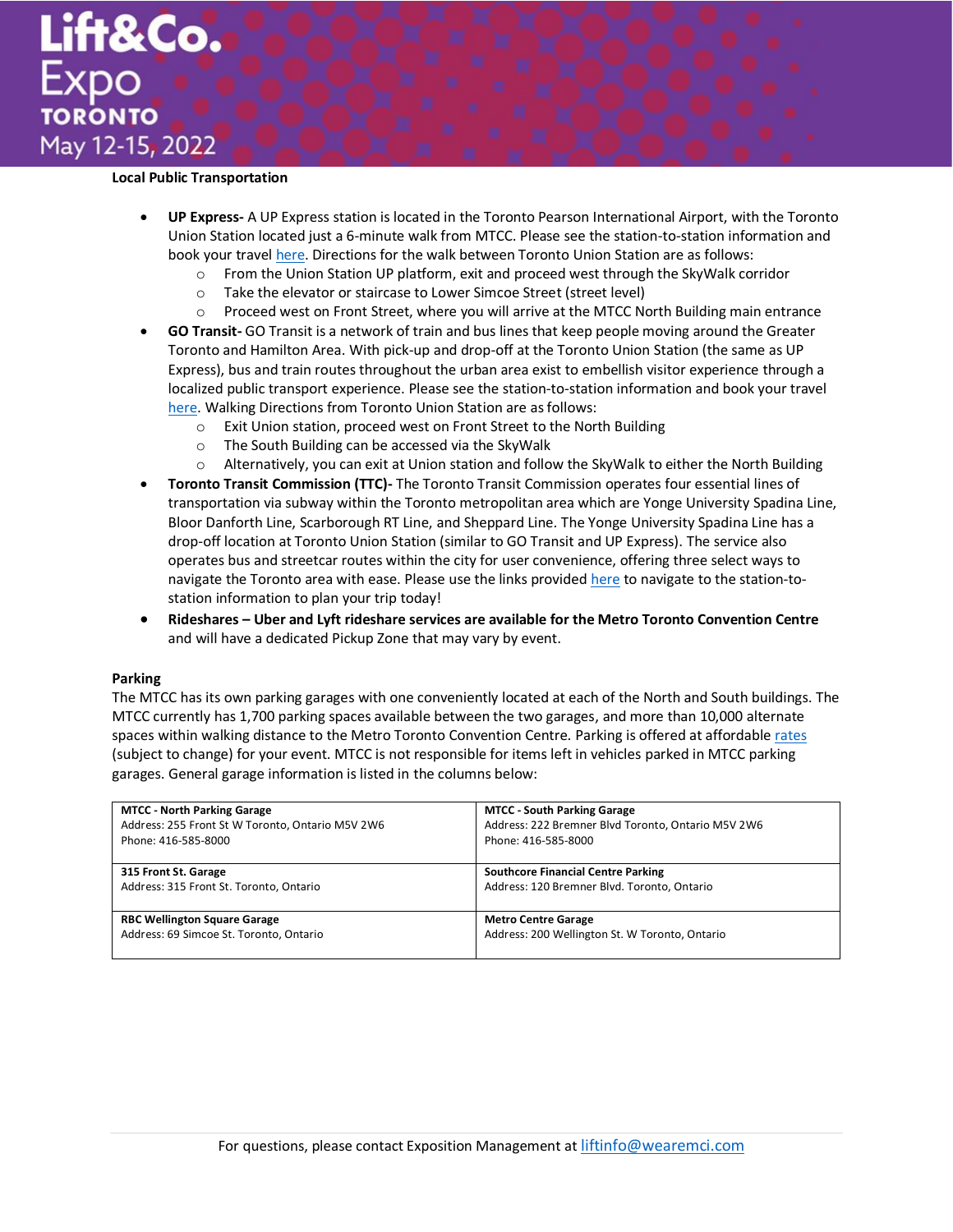**Local Public Transportation**

- **UP Express-** A UP Express station is located in the Toronto Pearson International Airport, with the Toronto Union Station located just a 6-minute walk from MTCC. Please see the station-to-station information and book your travel here. Directions for the walk between Toronto Union Station are as follows:
  - From the Union Station UP platform, exit and proceed west through the SkyWalk corridor
  - Take the elevator or staircase to Lower Simcoe Street (street level)
  - Proceed west on Front Street, where you will arrive at the MTCC North Building main entrance
- **GO Transit-** GO Transit is a network of train and bus lines that keep people moving around the Greater Toronto and Hamilton Area. With pick-up and drop-off at the Toronto Union Station (the same as UP Express), bus and train routes throughout the urban area exist to embellish visitor experience through a localized public transport experience. Please see the station-to-station information and book your travel here. Walking Directions from Toronto Union Station are as follows:
  - Exit Union station, proceed west on Front Street to the North Building
  - The South Building can be accessed via the SkyWalk
  - Alternatively, you can exit at Union station and follow the SkyWalk to either the North Building
- **Toronto Transit Commission (TTC)-** The Toronto Transit Commission operates four essential lines of transportation via subway within the Toronto metropolitan area which are Yonge University Spadina Line, Bloor Danforth Line, Scarborough RT Line, and Sheppard Line. The Yonge University Spadina Line has a drop-off location at Toronto Union Station (similar to GO Transit and UP Express). The service also operates bus and streetcar routes within the city for user convenience, offering three select ways to navigate the Toronto area with ease. Please use the links provided here to navigate to the station-to-station information to plan your trip today!
- **Rideshares – Uber and Lyft rideshare services are available for the Metro Toronto Convention Centre** and will have a dedicated Pickup Zone that may vary by event.

**Parking**

The MTCC has its own parking garages with one conveniently located at each of the North and South buildings. The MTCC currently has 1,700 parking spaces available between the two garages, and more than 10,000 alternate spaces within walking distance to the Metro Toronto Convention Centre. Parking is offered at affordable rates (subject to change) for your event. MTCC is not responsible for items left in vehicles parked in MTCC parking garages. General garage information is listed in the columns below:

| | |
|---|---|
| **MTCC - North Parking Garage**<br>Address: 255 Front St W Toronto, Ontario M5V 2W6<br>Phone: 416-585-8000 | **MTCC - South Parking Garage**<br>Address: 222 Bremner Blvd Toronto, Ontario M5V 2W6<br>Phone: 416-585-8000 |
| **315 Front St. Garage**<br>Address: 315 Front St. Toronto, Ontario | **Southcore Financial Centre Parking**<br>Address: 120 Bremner Blvd. Toronto, Ontario |
| **RBC Wellington Square Garage**<br>Address: 69 Simcoe St. Toronto, Ontario | **Metro Centre Garage**<br>Address: 200 Wellington St. W Toronto, Ontario |

For questions, please contact Exposition Management at liftinfo@wearemci.com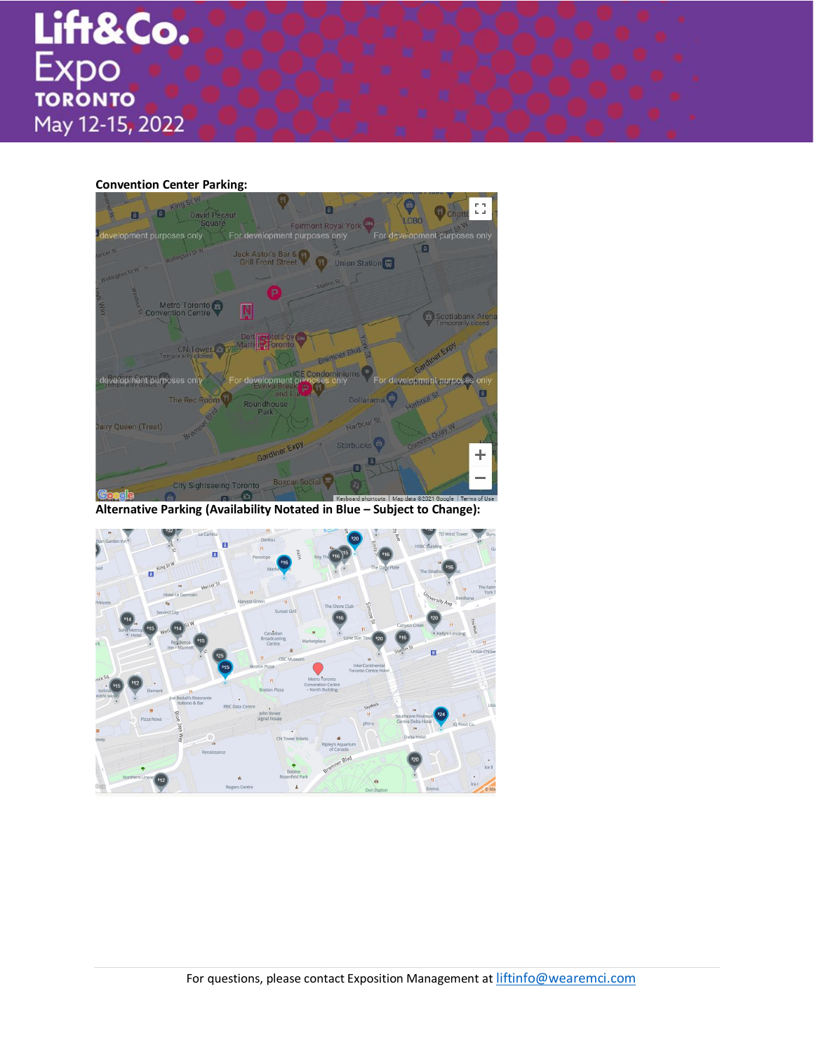**Convention Center Parking:**

**Alternative Parking (Availability Notated in Blue – Subject to Change):**

For questions, please contact Exposition Management at liftinfo@wearemci.com